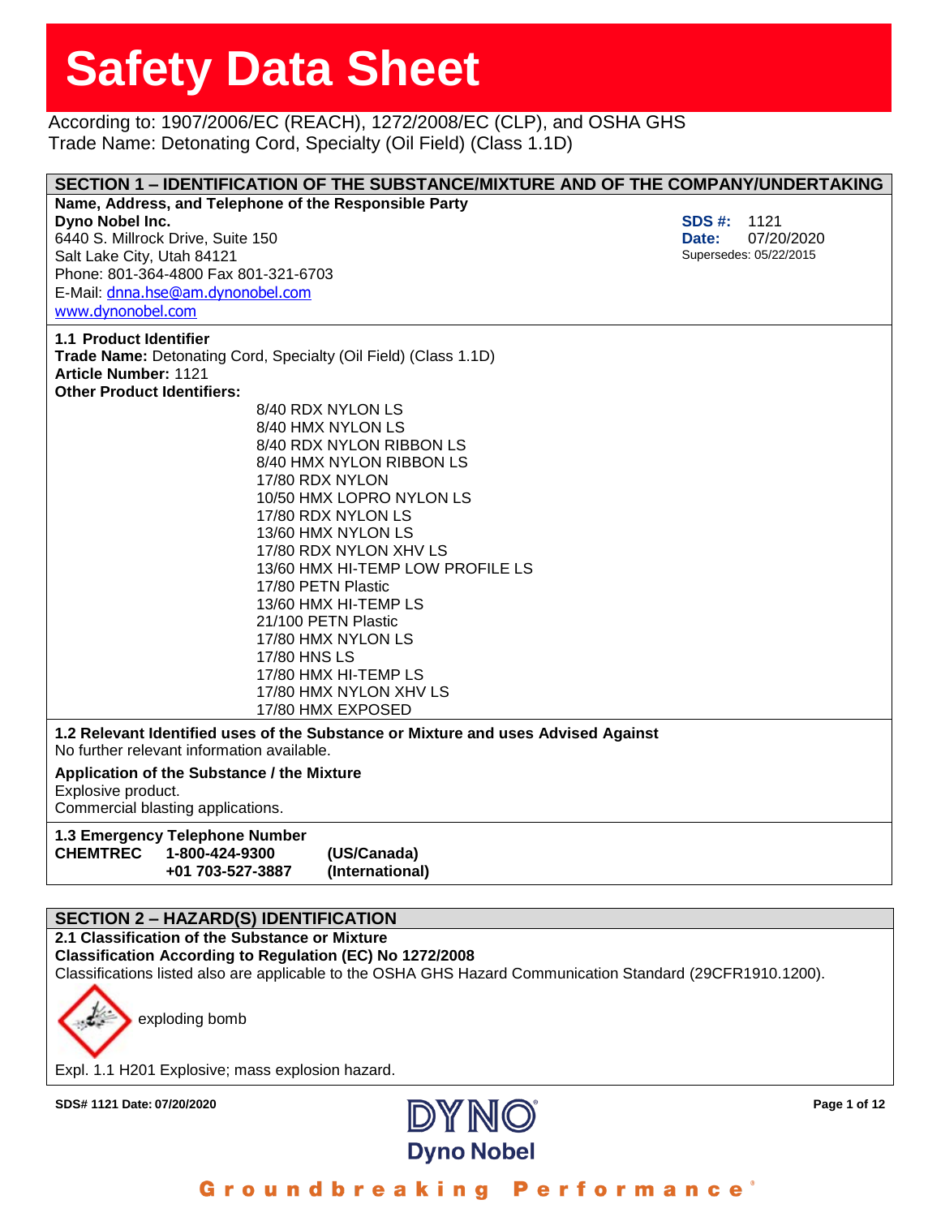# Safety Data Sheet

According to: 1907/2006/EC (REACH), 1272/2008/EC (CLP), and OSHA GHS
Trade Name: Detonating Cord, Specialty (Oil Field) (Class 1.1D)

## SECTION 1 – IDENTIFICATION OF THE SUBSTANCE/MIXTURE AND OF THE COMPANY/UNDERTAKING

**Name, Address, and Telephone of the Responsible Party**

**Dyno Nobel Inc.**
6440 S. Millrock Drive, Suite 150
Salt Lake City, Utah 84121
Phone: 801-364-4800 Fax 801-321-6703
E-Mail: dnna.hse@am.dynonobel.com
www.dynonobel.com

**SDS #:** 1121
**Date:** 07/20/2020
Supersedes: 05/22/2015

### 1.1 Product Identifier

**Trade Name:** Detonating Cord, Specialty (Oil Field) (Class 1.1D)
**Article Number:** 1121
**Other Product Identifiers:**

- 8/40 RDX NYLON LS
- 8/40 HMX NYLON LS
- 8/40 RDX NYLON RIBBON LS
- 8/40 HMX NYLON RIBBON LS
- 17/80 RDX NYLON
- 10/50 HMX LOPRO NYLON LS
- 17/80 RDX NYLON LS
- 13/60 HMX NYLON LS
- 17/80 RDX NYLON XHV LS
- 13/60 HMX HI-TEMP LOW PROFILE LS
- 17/80 PETN Plastic
- 13/60 HMX HI-TEMP LS
- 21/100 PETN Plastic
- 17/80 HMX NYLON LS
- 17/80 HNS LS
- 17/80 HMX HI-TEMP LS
- 17/80 HMX NYLON XHV LS
- 17/80 HMX EXPOSED

### 1.2 Relevant Identified uses of the Substance or Mixture and uses Advised Against

No further relevant information available.

**Application of the Substance / the Mixture**

Explosive product.
Commercial blasting applications.

### 1.3 Emergency Telephone Number

| | | |
|---|---|---|
| **CHEMTREC** | **1-800-424-9300** | **(US/Canada)** |
| | **+01 703-527-3887** | **(International)** |

## SECTION 2 – HAZARD(S) IDENTIFICATION

### 2.1 Classification of the Substance or Mixture

**Classification According to Regulation (EC) No 1272/2008**

Classifications listed also are applicable to the OSHA GHS Hazard Communication Standard (29CFR1910.1200).

exploding bomb

Expl. 1.1 H201 Explosive; mass explosion hazard.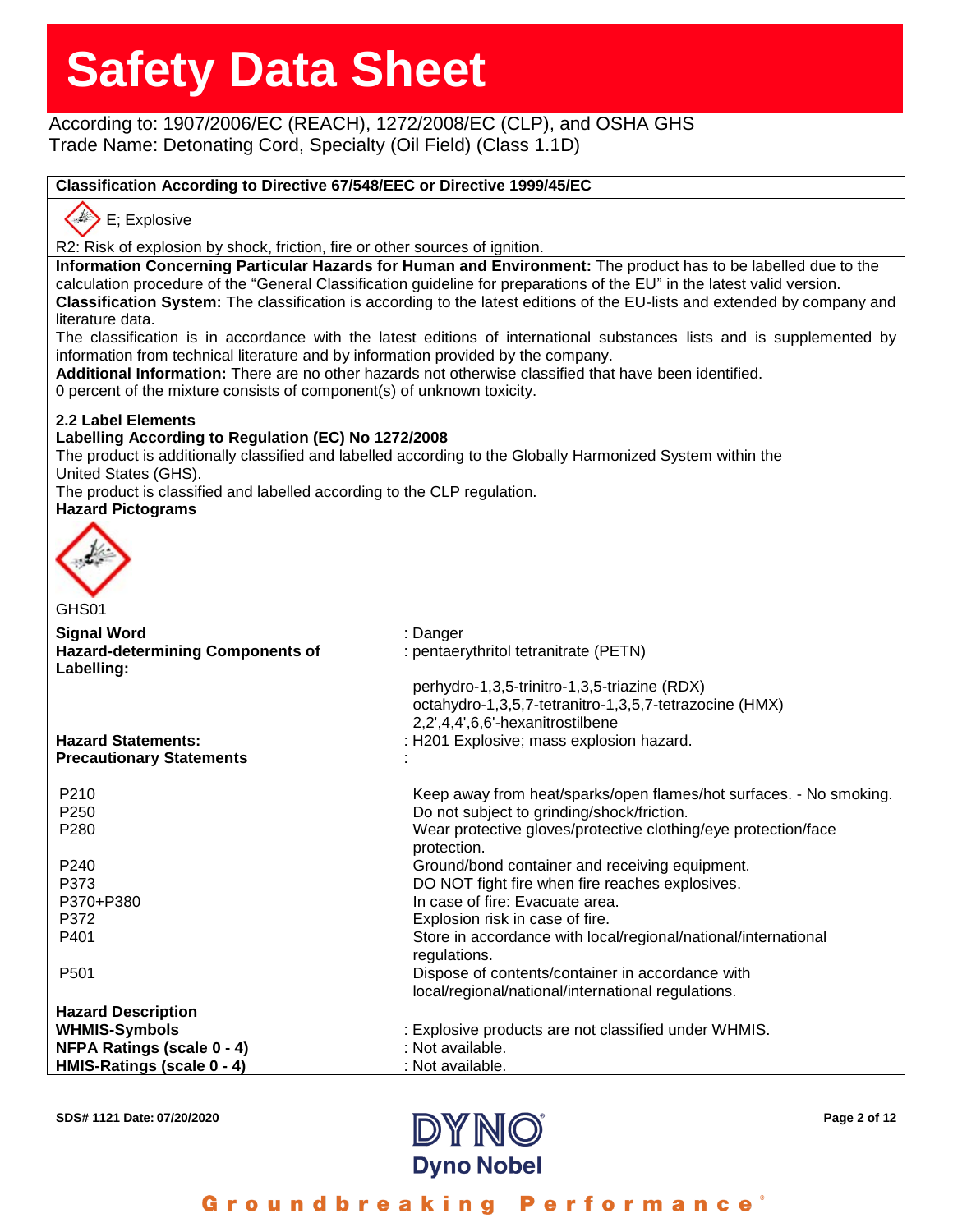According to: 1907/2006/EC (REACH), 1272/2008/EC (CLP), and OSHA GHS
Trade Name: Detonating Cord, Specialty (Oil Field) (Class 1.1D)

**Classification According to Directive 67/548/EEC or Directive 1999/45/EC**

E; Explosive

R2: Risk of explosion by shock, friction, fire or other sources of ignition.

**Information Concerning Particular Hazards for Human and Environment:** The product has to be labelled due to the calculation procedure of the "General Classification guideline for preparations of the EU" in the latest valid version.

**Classification System:** The classification is according to the latest editions of the EU-lists and extended by company and literature data.

The classification is in accordance with the latest editions of international substances lists and is supplemented by information from technical literature and by information provided by the company.

**Additional Information:** There are no other hazards not otherwise classified that have been identified.

0 percent of the mixture consists of component(s) of unknown toxicity.

### 2.2 Label Elements

**Labelling According to Regulation (EC) No 1272/2008**

The product is additionally classified and labelled according to the Globally Harmonized System within the United States (GHS).

The product is classified and labelled according to the CLP regulation.

**Hazard Pictograms**

GHS01

| | |
|---|---|
| **Signal Word** | : Danger |
| **Hazard-determining Components of Labelling:** | : pentaerythritol tetranitrate (PETN)<br>perhydro-1,3,5-trinitro-1,3,5-triazine (RDX)<br>octahydro-1,3,5,7-tetranitro-1,3,5,7-tetrazocine (HMX)<br>2,2',4,4',6,6'-hexanitrostilbene |
| **Hazard Statements:** | : H201 Explosive; mass explosion hazard. |
| **Precautionary Statements** | : |
| P210 | Keep away from heat/sparks/open flames/hot surfaces. - No smoking. |
| P250 | Do not subject to grinding/shock/friction. |
| P280 | Wear protective gloves/protective clothing/eye protection/face protection. |
| P240 | Ground/bond container and receiving equipment. |
| P373 | DO NOT fight fire when fire reaches explosives. |
| P370+P380 | In case of fire: Evacuate area. |
| P372 | Explosion risk in case of fire. |
| P401 | Store in accordance with local/regional/national/international regulations. |
| P501 | Dispose of contents/container in accordance with local/regional/national/international regulations. |
| **Hazard Description** | |
| **WHMIS-Symbols** | : Explosive products are not classified under WHMIS. |
| **NFPA Ratings (scale 0 - 4)** | : Not available. |
| **HMIS-Ratings (scale 0 - 4)** | : Not available. |

SDS# 1121 Date: 07/20/2020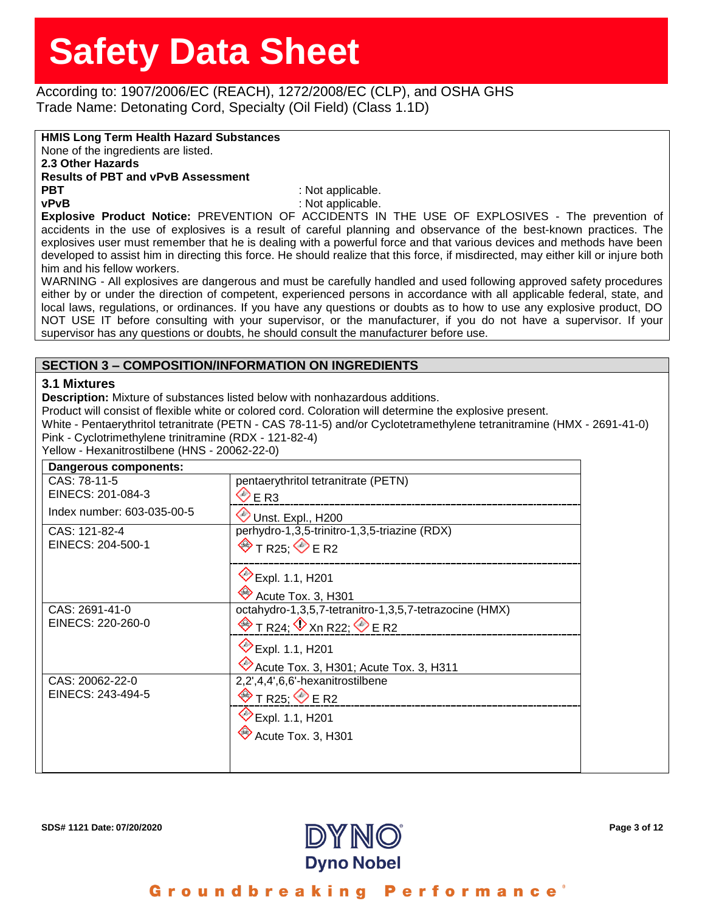**HMIS Long Term Health Hazard Substances**

None of the ingredients are listed.

**2.3 Other Hazards**

**Results of PBT and vPvB Assessment**

**PBT** : Not applicable.

**vPvB** : Not applicable.

**Explosive Product Notice:** PREVENTION OF ACCIDENTS IN THE USE OF EXPLOSIVES - The prevention of accidents in the use of explosives is a result of careful planning and observance of the best-known practices. The explosives user must remember that he is dealing with a powerful force and that various devices and methods have been developed to assist him in directing this force. He should realize that this force, if misdirected, may either kill or injure both him and his fellow workers.

WARNING - All explosives are dangerous and must be carefully handled and used following approved safety procedures either by or under the direction of competent, experienced persons in accordance with all applicable federal, state, and local laws, regulations, or ordinances. If you have any questions or doubts as to how to use any explosive product, DO NOT USE IT before consulting with your supervisor, or the manufacturer, if you do not have a supervisor. If your supervisor has any questions or doubts, he should consult the manufacturer before use.

## SECTION 3 – COMPOSITION/INFORMATION ON INGREDIENTS

### 3.1 Mixtures

**Description:** Mixture of substances listed below with nonhazardous additions.

Product will consist of flexible white or colored cord. Coloration will determine the explosive present.

White - Pentaerythritol tetranitrate (PETN - CAS 78-11-5) and/or Cyclotetramethylene tetranitramine (HMX - 2691-41-0)

Pink - Cyclotrimethylene trinitramine (RDX - 121-82-4)

Yellow - Hexanitrostilbene (HNS - 20062-22-0)

| **Dangerous components:** | |
|---|---|
| CAS: 78-11-5<br>EINECS: 201-084-3<br>Index number: 603-035-00-5 | pentaerythritol tetranitrate (PETN)<br>E R3<br>Unst. Expl., H200 |
| CAS: 121-82-4<br>EINECS: 204-500-1 | perhydro-1,3,5-trinitro-1,3,5-triazine (RDX)<br>T R25; E R2<br>Expl. 1.1, H201<br>Acute Tox. 3, H301 |
| CAS: 2691-41-0<br>EINECS: 220-260-0 | octahydro-1,3,5,7-tetranitro-1,3,5,7-tetrazocine (HMX)<br>T R24; Xn R22; E R2<br>Expl. 1.1, H201<br>Acute Tox. 3, H301; Acute Tox. 3, H311 |
| CAS: 20062-22-0<br>EINECS: 243-494-5 | 2,2',4,4',6,6'-hexanitrostilbene<br>T R25; E R2<br>Expl. 1.1, H201<br>Acute Tox. 3, H301 |

SDS# 1121 Date: 07/20/2020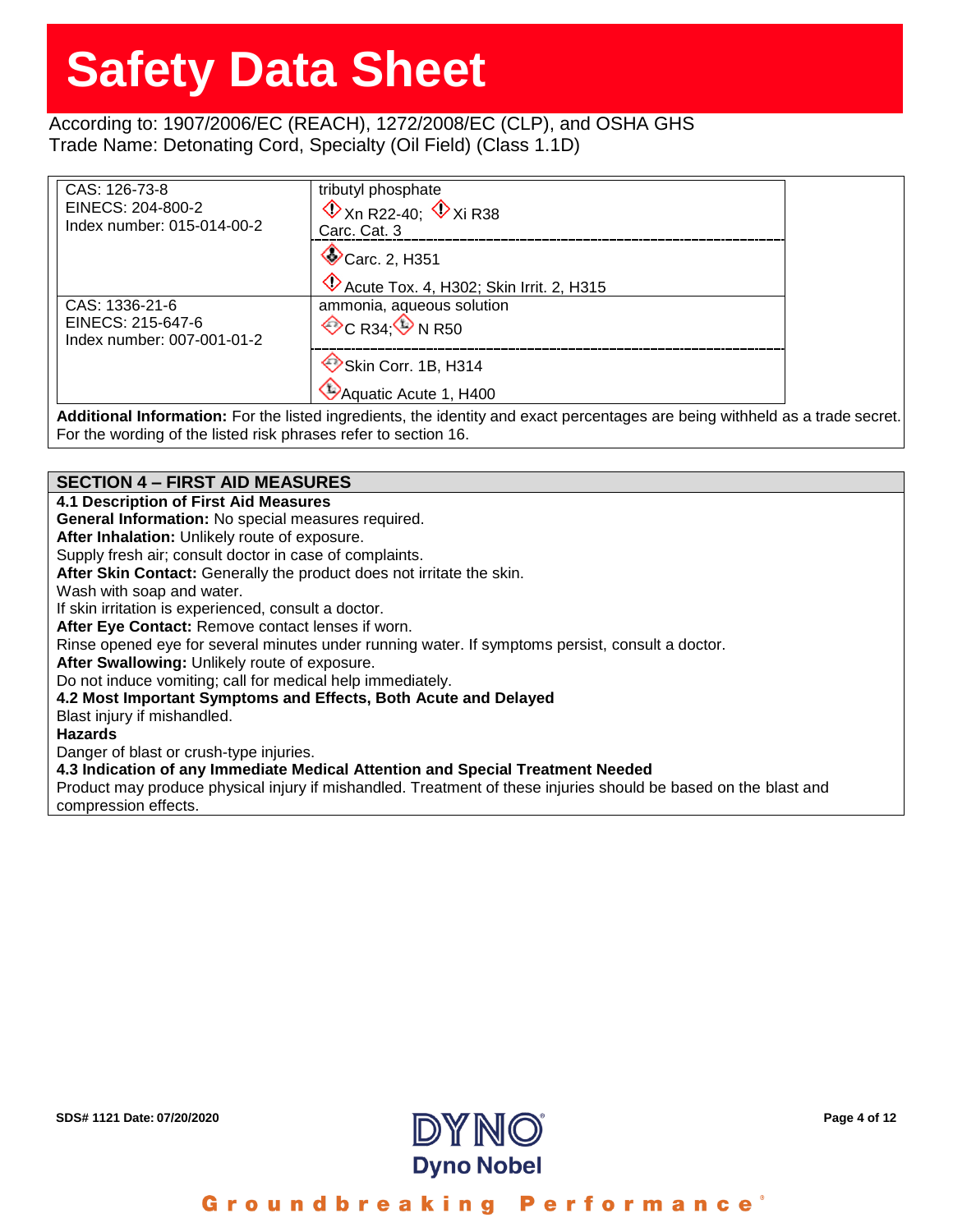According to: 1907/2006/EC (REACH), 1272/2008/EC (CLP), and OSHA GHS
Trade Name: Detonating Cord, Specialty (Oil Field) (Class 1.1D)

| Identifiers | Ingredient / Classification |
| --- | --- |
| CAS: 126-73-8<br>EINECS: 204-800-2<br>Index number: 015-014-00-2 | tributyl phosphate<br>Xn R22-40; Xi R38<br>Carc. Cat. 3 |
| | Carc. 2, H351<br>Acute Tox. 4, H302; Skin Irrit. 2, H315 |
| CAS: 1336-21-6<br>EINECS: 215-647-6<br>Index number: 007-001-01-2 | ammonia, aqueous solution<br>C R34; N R50 |
| | Skin Corr. 1B, H314<br>Aquatic Acute 1, H400 |

**Additional Information:** For the listed ingredients, the identity and exact percentages are being withheld as a trade secret. For the wording of the listed risk phrases refer to section 16.

## SECTION 4 – FIRST AID MEASURES

**4.1 Description of First Aid Measures**

**General Information:** No special measures required.

**After Inhalation:** Unlikely route of exposure.
Supply fresh air; consult doctor in case of complaints.

**After Skin Contact:** Generally the product does not irritate the skin.
Wash with soap and water.
If skin irritation is experienced, consult a doctor.

**After Eye Contact:** Remove contact lenses if worn.
Rinse opened eye for several minutes under running water. If symptoms persist, consult a doctor.

**After Swallowing:** Unlikely route of exposure.
Do not induce vomiting; call for medical help immediately.

**4.2 Most Important Symptoms and Effects, Both Acute and Delayed**

Blast injury if mishandled.

**Hazards**

Danger of blast or crush-type injuries.

**4.3 Indication of any Immediate Medical Attention and Special Treatment Needed**

Product may produce physical injury if mishandled. Treatment of these injuries should be based on the blast and compression effects.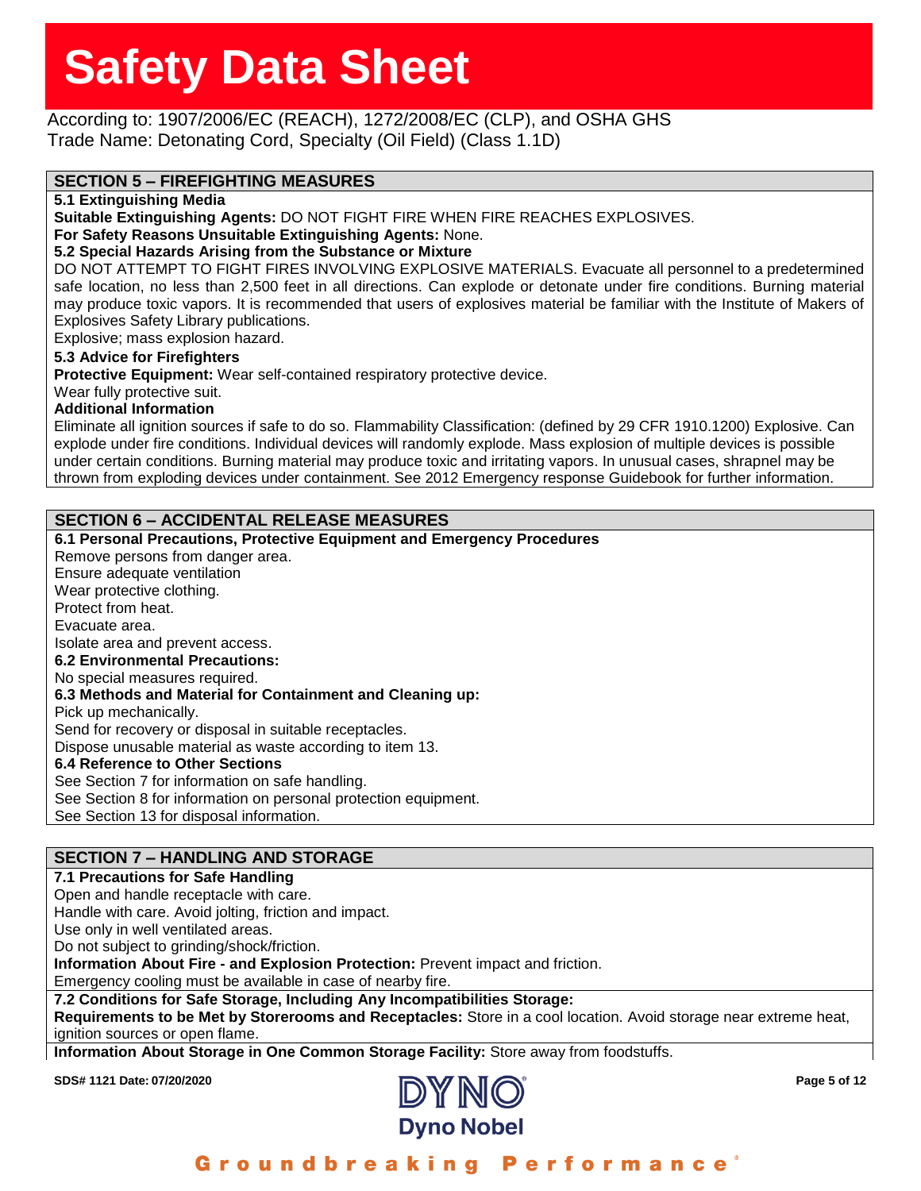## SECTION 5 – FIREFIGHTING MEASURES

**5.1 Extinguishing Media**

**Suitable Extinguishing Agents:** DO NOT FIGHT FIRE WHEN FIRE REACHES EXPLOSIVES.

**For Safety Reasons Unsuitable Extinguishing Agents:** None.

**5.2 Special Hazards Arising from the Substance or Mixture**

DO NOT ATTEMPT TO FIGHT FIRES INVOLVING EXPLOSIVE MATERIALS. Evacuate all personnel to a predetermined safe location, no less than 2,500 feet in all directions. Can explode or detonate under fire conditions. Burning material may produce toxic vapors. It is recommended that users of explosives material be familiar with the Institute of Makers of Explosives Safety Library publications.

Explosive; mass explosion hazard.

**5.3 Advice for Firefighters**

**Protective Equipment:** Wear self-contained respiratory protective device.

Wear fully protective suit.

**Additional Information**

Eliminate all ignition sources if safe to do so. Flammability Classification: (defined by 29 CFR 1910.1200) Explosive. Can explode under fire conditions. Individual devices will randomly explode. Mass explosion of multiple devices is possible under certain conditions. Burning material may produce toxic and irritating vapors. In unusual cases, shrapnel may be thrown from exploding devices under containment. See 2012 Emergency response Guidebook for further information.

## SECTION 6 – ACCIDENTAL RELEASE MEASURES

**6.1 Personal Precautions, Protective Equipment and Emergency Procedures**

Remove persons from danger area.
Ensure adequate ventilation
Wear protective clothing.
Protect from heat.
Evacuate area.
Isolate area and prevent access.

**6.2 Environmental Precautions:**

No special measures required.

**6.3 Methods and Material for Containment and Cleaning up:**

Pick up mechanically.
Send for recovery or disposal in suitable receptacles.
Dispose unusable material as waste according to item 13.

**6.4 Reference to Other Sections**

See Section 7 for information on safe handling.
See Section 8 for information on personal protection equipment.
See Section 13 for disposal information.

## SECTION 7 – HANDLING AND STORAGE

**7.1 Precautions for Safe Handling**

Open and handle receptacle with care.
Handle with care. Avoid jolting, friction and impact.
Use only in well ventilated areas.
Do not subject to grinding/shock/friction.

**Information About Fire - and Explosion Protection:** Prevent impact and friction.

Emergency cooling must be available in case of nearby fire.

**7.2 Conditions for Safe Storage, Including Any Incompatibilities Storage:**

**Requirements to be Met by Storerooms and Receptacles:** Store in a cool location. Avoid storage near extreme heat, ignition sources or open flame.

**Information About Storage in One Common Storage Facility:** Store away from foodstuffs.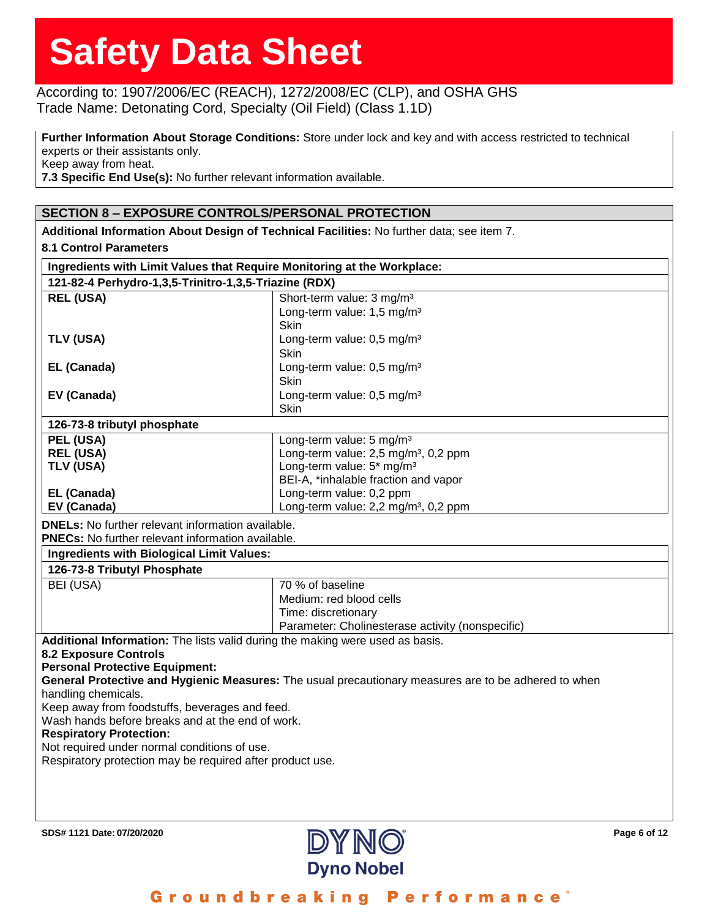**Further Information About Storage Conditions:** Store under lock and key and with access restricted to technical experts or their assistants only.
Keep away from heat.
**7.3 Specific End Use(s):** No further relevant information available.

## SECTION 8 – EXPOSURE CONTROLS/PERSONAL PROTECTION

**Additional Information About Design of Technical Facilities:** No further data; see item 7.

**8.1 Control Parameters**

| Ingredients with Limit Values that Require Monitoring at the Workplace: | |
|---|---|
| **121-82-4 Perhydro-1,3,5-Trinitro-1,3,5-Triazine (RDX)** | |
| **REL (USA)** | Short-term value: 3 mg/m³<br>Long-term value: 1,5 mg/m³<br>Skin |
| **TLV (USA)** | Long-term value: 0,5 mg/m³<br>Skin |
| **EL (Canada)** | Long-term value: 0,5 mg/m³<br>Skin |
| **EV (Canada)** | Long-term value: 0,5 mg/m³<br>Skin |
| **126-73-8 tributyl phosphate** | |
| **PEL (USA)** | Long-term value: 5 mg/m³ |
| **REL (USA)** | Long-term value: 2,5 mg/m³, 0,2 ppm |
| **TLV (USA)** | Long-term value: 5* mg/m³<br>BEI-A, *inhalable fraction and vapor |
| **EL (Canada)** | Long-term value: 0,2 ppm |
| **EV (Canada)** | Long-term value: 2,2 mg/m³, 0,2 ppm |

**DNELs:** No further relevant information available.
**PNECs:** No further relevant information available.

| Ingredients with Biological Limit Values: | |
|---|---|
| **126-73-8 Tributyl Phosphate** | |
| BEI (USA) | 70 % of baseline<br>Medium: red blood cells<br>Time: discretionary<br>Parameter: Cholinesterase activity (nonspecific) |

**Additional Information:** The lists valid during the making were used as basis.

**8.2 Exposure Controls**

**Personal Protective Equipment:**

**General Protective and Hygienic Measures:** The usual precautionary measures are to be adhered to when handling chemicals.
Keep away from foodstuffs, beverages and feed.
Wash hands before breaks and at the end of work.

**Respiratory Protection:**
Not required under normal conditions of use.
Respiratory protection may be required after product use.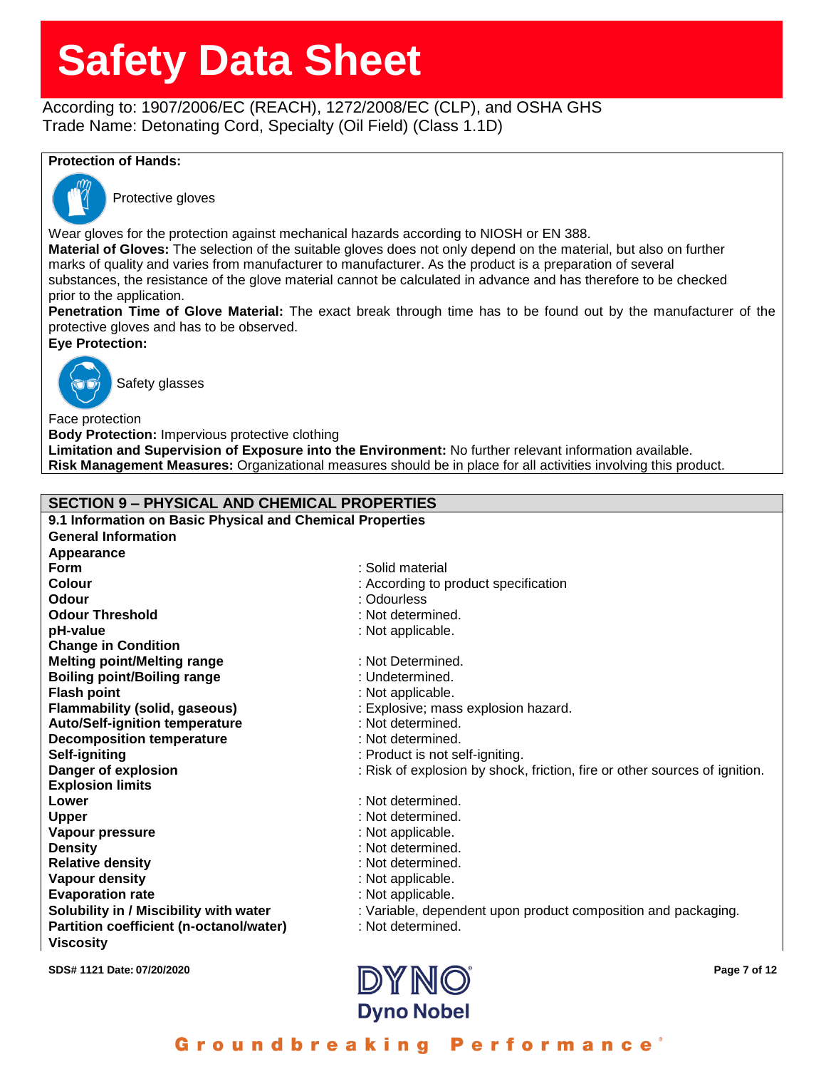**Protection of Hands:**

Protective gloves

Wear gloves for the protection against mechanical hazards according to NIOSH or EN 388.

**Material of Gloves:** The selection of the suitable gloves does not only depend on the material, but also on further marks of quality and varies from manufacturer to manufacturer. As the product is a preparation of several substances, the resistance of the glove material cannot be calculated in advance and has therefore to be checked prior to the application.

**Penetration Time of Glove Material:** The exact break through time has to be found out by the manufacturer of the protective gloves and has to be observed.

**Eye Protection:**

Safety glasses

Face protection

**Body Protection:** Impervious protective clothing

**Limitation and Supervision of Exposure into the Environment:** No further relevant information available.

**Risk Management Measures:** Organizational measures should be in place for all activities involving this product.

## SECTION 9 – PHYSICAL AND CHEMICAL PROPERTIES

**9.1 Information on Basic Physical and Chemical Properties**

**General Information**

**Appearance**

| | |
|---|---|
| **Form** | : Solid material |
| **Colour** | : According to product specification |
| **Odour** | : Odourless |
| **Odour Threshold** | : Not determined. |
| **pH-value** | : Not applicable. |
| **Change in Condition** | |
| **Melting point/Melting range** | : Not Determined. |
| **Boiling point/Boiling range** | : Undetermined. |
| **Flash point** | : Not applicable. |
| **Flammability (solid, gaseous)** | : Explosive; mass explosion hazard. |
| **Auto/Self-ignition temperature** | : Not determined. |
| **Decomposition temperature** | : Not determined. |
| **Self-igniting** | : Product is not self-igniting. |
| **Danger of explosion** | : Risk of explosion by shock, friction, fire or other sources of ignition. |
| **Explosion limits** | |
| **Lower** | : Not determined. |
| **Upper** | : Not determined. |
| **Vapour pressure** | : Not applicable. |
| **Density** | : Not determined. |
| **Relative density** | : Not determined. |
| **Vapour density** | : Not applicable. |
| **Evaporation rate** | : Not applicable. |
| **Solubility in / Miscibility with water** | : Variable, dependent upon product composition and packaging. |
| **Partition coefficient (n-octanol/water)** | : Not determined. |
| **Viscosity** | |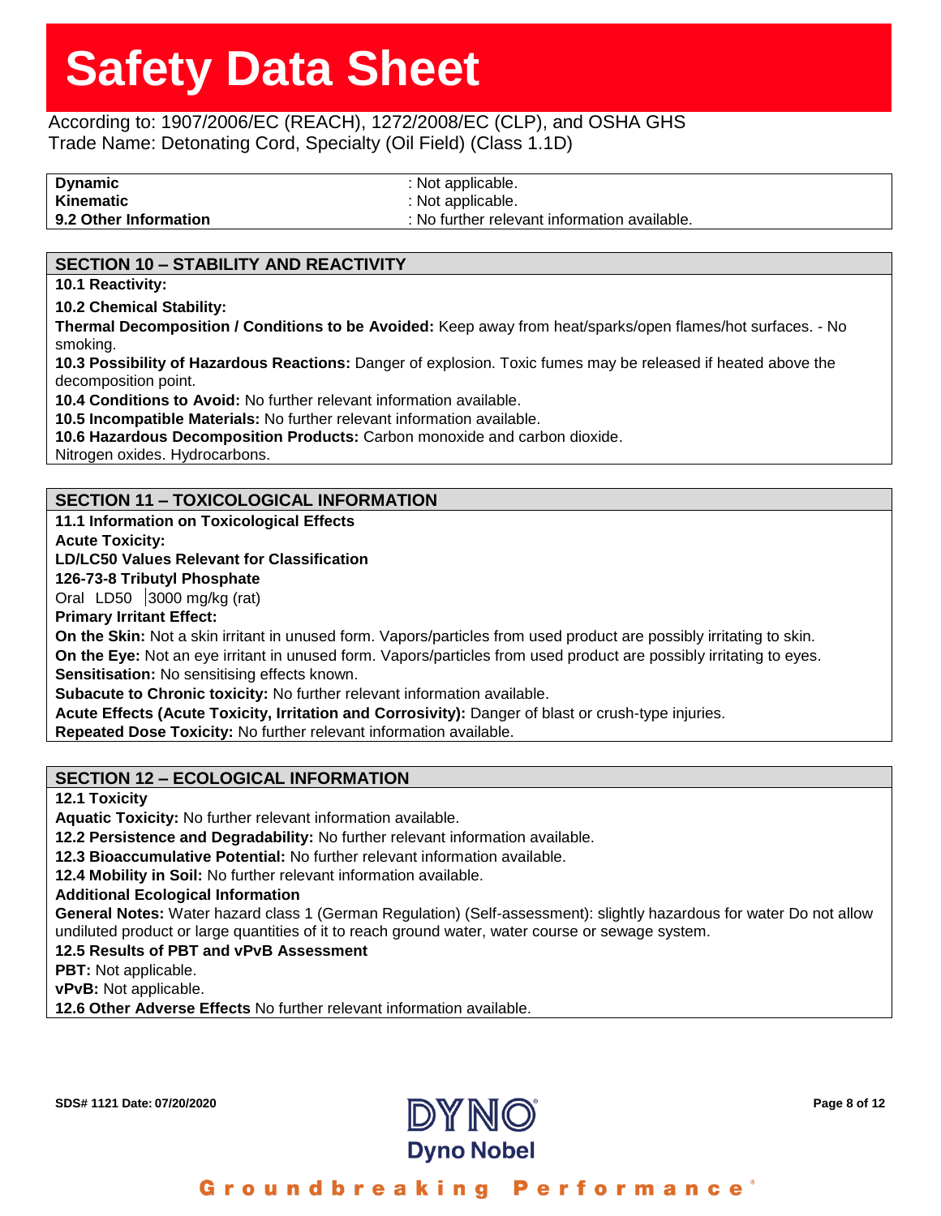| | |
|---|---|
| **Dynamic** | : Not applicable. |
| **Kinematic** | : Not applicable. |
| **9.2 Other Information** | : No further relevant information available. |

## SECTION 10 – STABILITY AND REACTIVITY

**10.1 Reactivity:**

**10.2 Chemical Stability:**

**Thermal Decomposition / Conditions to be Avoided:** Keep away from heat/sparks/open flames/hot surfaces. - No smoking.

**10.3 Possibility of Hazardous Reactions:** Danger of explosion. Toxic fumes may be released if heated above the decomposition point.

**10.4 Conditions to Avoid:** No further relevant information available.

**10.5 Incompatible Materials:** No further relevant information available.

**10.6 Hazardous Decomposition Products:** Carbon monoxide and carbon dioxide.

Nitrogen oxides. Hydrocarbons.

## SECTION 11 – TOXICOLOGICAL INFORMATION

**11.1 Information on Toxicological Effects**

**Acute Toxicity:**

**LD/LC50 Values Relevant for Classification**

**126-73-8 Tributyl Phosphate**

| Oral | LD50 | 3000 mg/kg (rat) |
|---|---|---|

**Primary Irritant Effect:**

**On the Skin:** Not a skin irritant in unused form. Vapors/particles from used product are possibly irritating to skin.

**On the Eye:** Not an eye irritant in unused form. Vapors/particles from used product are possibly irritating to eyes.

**Sensitisation:** No sensitising effects known.

**Subacute to Chronic toxicity:** No further relevant information available.

**Acute Effects (Acute Toxicity, Irritation and Corrosivity):** Danger of blast or crush-type injuries.

**Repeated Dose Toxicity:** No further relevant information available.

## SECTION 12 – ECOLOGICAL INFORMATION

**12.1 Toxicity**

**Aquatic Toxicity:** No further relevant information available.

**12.2 Persistence and Degradability:** No further relevant information available.

**12.3 Bioaccumulative Potential:** No further relevant information available.

**12.4 Mobility in Soil:** No further relevant information available.

**Additional Ecological Information**

**General Notes:** Water hazard class 1 (German Regulation) (Self-assessment): slightly hazardous for water Do not allow undiluted product or large quantities of it to reach ground water, water course or sewage system.

**12.5 Results of PBT and vPvB Assessment**

**PBT:** Not applicable.

**vPvB:** Not applicable.

**12.6 Other Adverse Effects** No further relevant information available.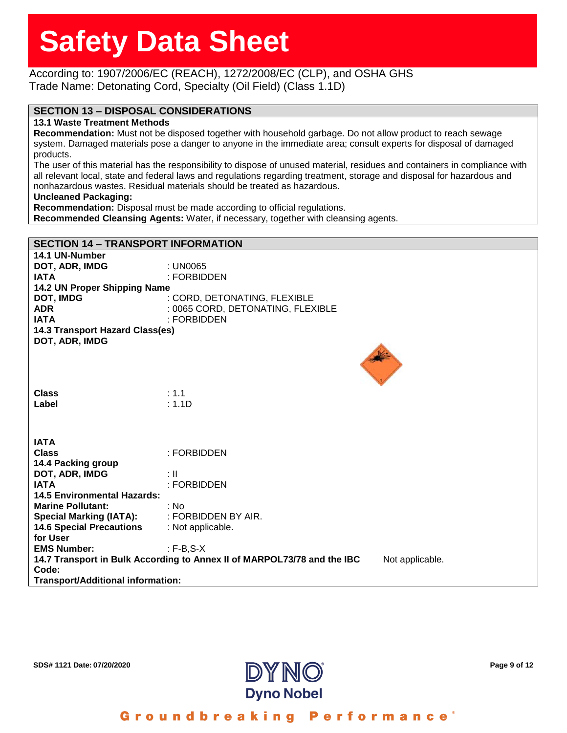# Safety Data Sheet

According to: 1907/2006/EC (REACH), 1272/2008/EC (CLP), and OSHA GHS
Trade Name: Detonating Cord, Specialty (Oil Field) (Class 1.1D)

## SECTION 13 – DISPOSAL CONSIDERATIONS

**13.1 Waste Treatment Methods**

**Recommendation:** Must not be disposed together with household garbage. Do not allow product to reach sewage system. Damaged materials pose a danger to anyone in the immediate area; consult experts for disposal of damaged products.

The user of this material has the responsibility to dispose of unused material, residues and containers in compliance with all relevant local, state and federal laws and regulations regarding treatment, storage and disposal for hazardous and nonhazardous wastes. Residual materials should be treated as hazardous.

**Uncleaned Packaging:**

**Recommendation:** Disposal must be made according to official regulations.

**Recommended Cleansing Agents:** Water, if necessary, together with cleansing agents.

## SECTION 14 – TRANSPORT INFORMATION

**14.1 UN-Number**

| | |
|---|---|
| **DOT, ADR, IMDG** | : UN0065 |
| **IATA** | : FORBIDDEN |

**14.2 UN Proper Shipping Name**

| | |
|---|---|
| **DOT, IMDG** | : CORD, DETONATING, FLEXIBLE |
| **ADR** | : 0065 CORD, DETONATING, FLEXIBLE |
| **IATA** | : FORBIDDEN |

**14.3 Transport Hazard Class(es)**

**DOT, ADR, IMDG**

| | |
|---|---|
| **Class** | : 1.1 |
| **Label** | : 1.1D |

**IATA**

| | |
|---|---|
| **Class** | : FORBIDDEN |

**14.4 Packing group**

| | |
|---|---|
| **DOT, ADR, IMDG** | : II |
| **IATA** | : FORBIDDEN |

**14.5 Environmental Hazards:**

| | |
|---|---|
| **Marine Pollutant:** | : No |
| **Special Marking (IATA):** | : FORBIDDEN BY AIR. |
| **14.6 Special Precautions for User** | : Not applicable. |
| **EMS Number:** | : F-B,S-X |

**14.7 Transport in Bulk According to Annex II of MARPOL73/78 and the IBC Code:** Not applicable.

**Transport/Additional information:**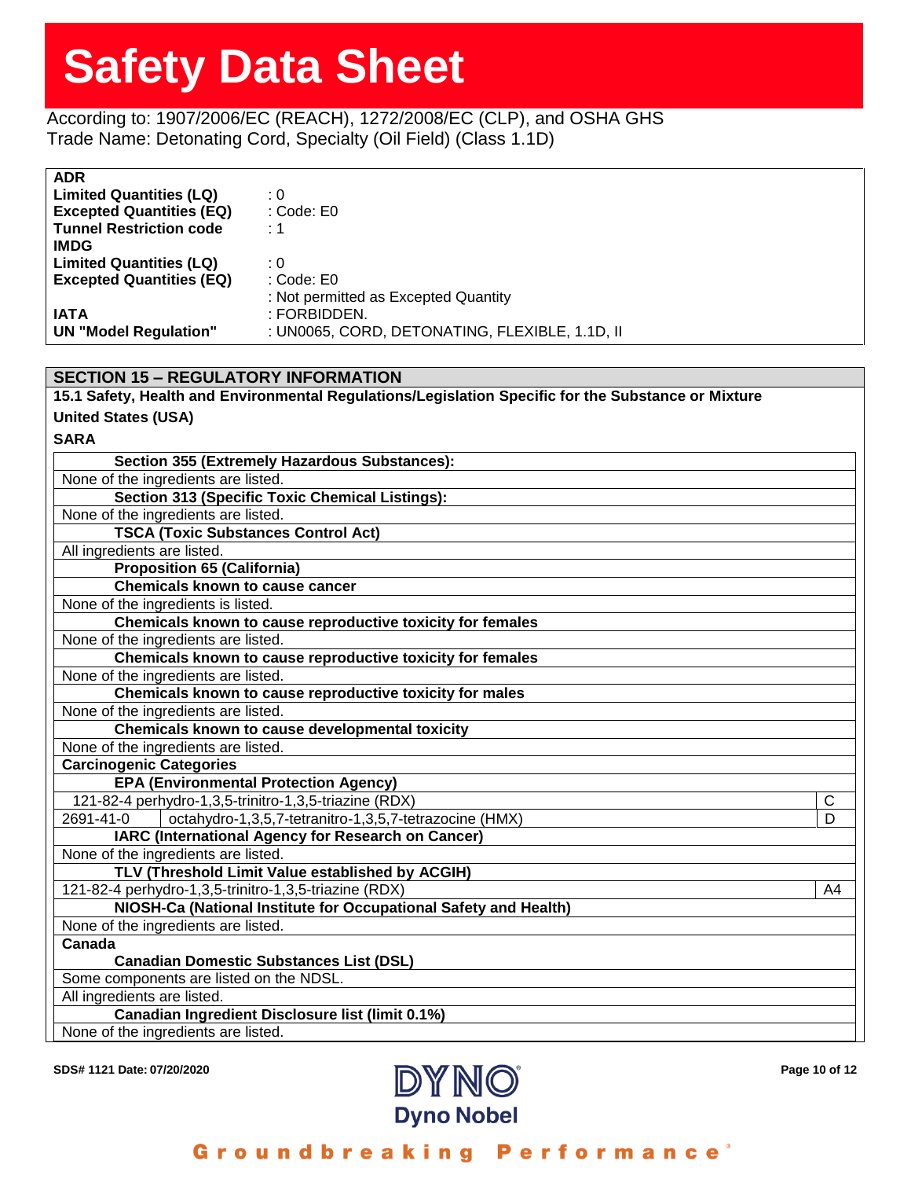# Safety Data Sheet

According to: 1907/2006/EC (REACH), 1272/2008/EC (CLP), and OSHA GHS
Trade Name: Detonating Cord, Specialty (Oil Field) (Class 1.1D)

**ADR**

| | |
|---|---|
| **Limited Quantities (LQ)** | : 0 |
| **Excepted Quantities (EQ)** | : Code: E0 |
| **Tunnel Restriction code** | : 1 |

**IMDG**

| | |
|---|---|
| **Limited Quantities (LQ)** | : 0 |
| **Excepted Quantities (EQ)** | : Code: E0 |
| | : Not permitted as Excepted Quantity |
| **IATA** | : FORBIDDEN. |
| **UN "Model Regulation"** | : UN0065, CORD, DETONATING, FLEXIBLE, 1.1D, II |

## SECTION 15 – REGULATORY INFORMATION

**15.1 Safety, Health and Environmental Regulations/Legislation Specific for the Substance or Mixture**

**United States (USA)**

**SARA**

| | |
|---|---|
| **Section 355 (Extremely Hazardous Substances):** | |
| None of the ingredients are listed. | |
| **Section 313 (Specific Toxic Chemical Listings):** | |
| None of the ingredients are listed. | |
| **TSCA (Toxic Substances Control Act)** | |
| All ingredients are listed. | |
| **Proposition 65 (California)** | |
| **Chemicals known to cause cancer** | |
| None of the ingredients is listed. | |
| **Chemicals known to cause reproductive toxicity for females** | |
| None of the ingredients are listed. | |
| **Chemicals known to cause reproductive toxicity for females** | |
| None of the ingredients are listed. | |
| **Chemicals known to cause reproductive toxicity for males** | |
| None of the ingredients are listed. | |
| **Chemicals known to cause developmental toxicity** | |
| None of the ingredients are listed. | |
| **Carcinogenic Categories** | |
| **EPA (Environmental Protection Agency)** | |
| 121-82-4 perhydro-1,3,5-trinitro-1,3,5-triazine (RDX) | C |
| 2691-41-0 octahydro-1,3,5,7-tetranitro-1,3,5,7-tetrazocine (HMX) | D |
| **IARC (International Agency for Research on Cancer)** | |
| None of the ingredients are listed. | |
| **TLV (Threshold Limit Value established by ACGIH)** | |
| 121-82-4 perhydro-1,3,5-trinitro-1,3,5-triazine (RDX) | A4 |
| **NIOSH-Ca (National Institute for Occupational Safety and Health)** | |
| None of the ingredients are listed. | |
| **Canada** | |
| **Canadian Domestic Substances List (DSL)** | |
| Some components are listed on the NDSL. | |
| All ingredients are listed. | |
| **Canadian Ingredient Disclosure list (limit 0.1%)** | |
| None of the ingredients are listed. | |

SDS# 1121 Date: 07/20/2020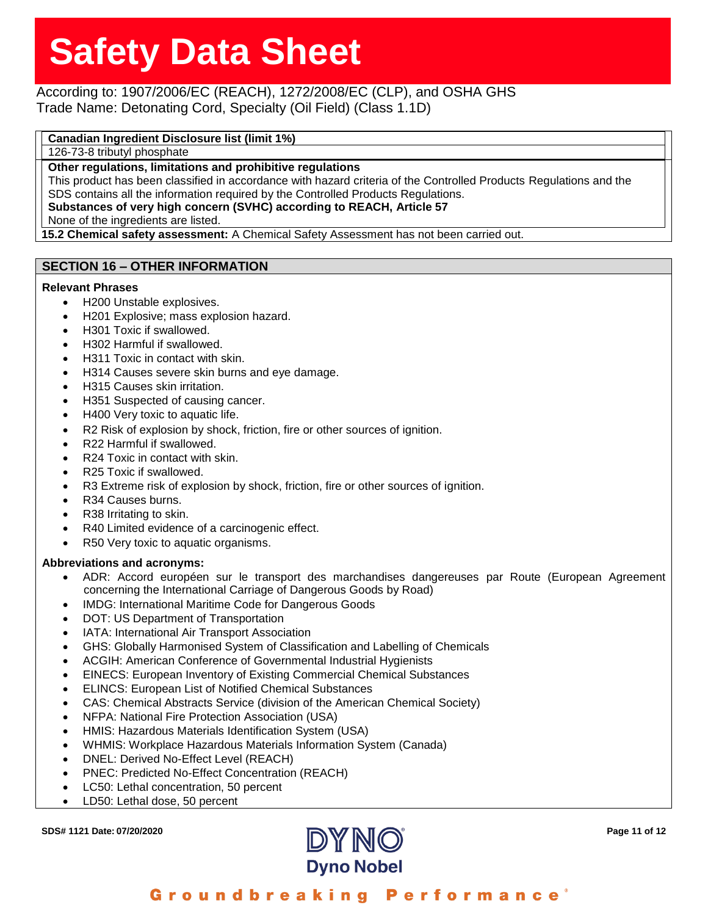| Canadian Ingredient Disclosure list (limit 1%) |
| --- |
| 126-73-8 tributyl phosphate |

**Other regulations, limitations and prohibitive regulations**

This product has been classified in accordance with hazard criteria of the Controlled Products Regulations and the SDS contains all the information required by the Controlled Products Regulations.

**Substances of very high concern (SVHC) according to REACH, Article 57**

None of the ingredients are listed.

**15.2 Chemical safety assessment:** A Chemical Safety Assessment has not been carried out.

## SECTION 16 – OTHER INFORMATION

**Relevant Phrases**

- H200 Unstable explosives.
- H201 Explosive; mass explosion hazard.
- H301 Toxic if swallowed.
- H302 Harmful if swallowed.
- H311 Toxic in contact with skin.
- H314 Causes severe skin burns and eye damage.
- H315 Causes skin irritation.
- H351 Suspected of causing cancer.
- H400 Very toxic to aquatic life.
- R2 Risk of explosion by shock, friction, fire or other sources of ignition.
- R22 Harmful if swallowed.
- R24 Toxic in contact with skin.
- R25 Toxic if swallowed.
- R3 Extreme risk of explosion by shock, friction, fire or other sources of ignition.
- R34 Causes burns.
- R38 Irritating to skin.
- R40 Limited evidence of a carcinogenic effect.
- R50 Very toxic to aquatic organisms.

**Abbreviations and acronyms:**

- ADR: Accord européen sur le transport des marchandises dangereuses par Route (European Agreement concerning the International Carriage of Dangerous Goods by Road)
- IMDG: International Maritime Code for Dangerous Goods
- DOT: US Department of Transportation
- IATA: International Air Transport Association
- GHS: Globally Harmonised System of Classification and Labelling of Chemicals
- ACGIH: American Conference of Governmental Industrial Hygienists
- EINECS: European Inventory of Existing Commercial Chemical Substances
- ELINCS: European List of Notified Chemical Substances
- CAS: Chemical Abstracts Service (division of the American Chemical Society)
- NFPA: National Fire Protection Association (USA)
- HMIS: Hazardous Materials Identification System (USA)
- WHMIS: Workplace Hazardous Materials Information System (Canada)
- DNEL: Derived No-Effect Level (REACH)
- PNEC: Predicted No-Effect Concentration (REACH)
- LC50: Lethal concentration, 50 percent
- LD50: Lethal dose, 50 percent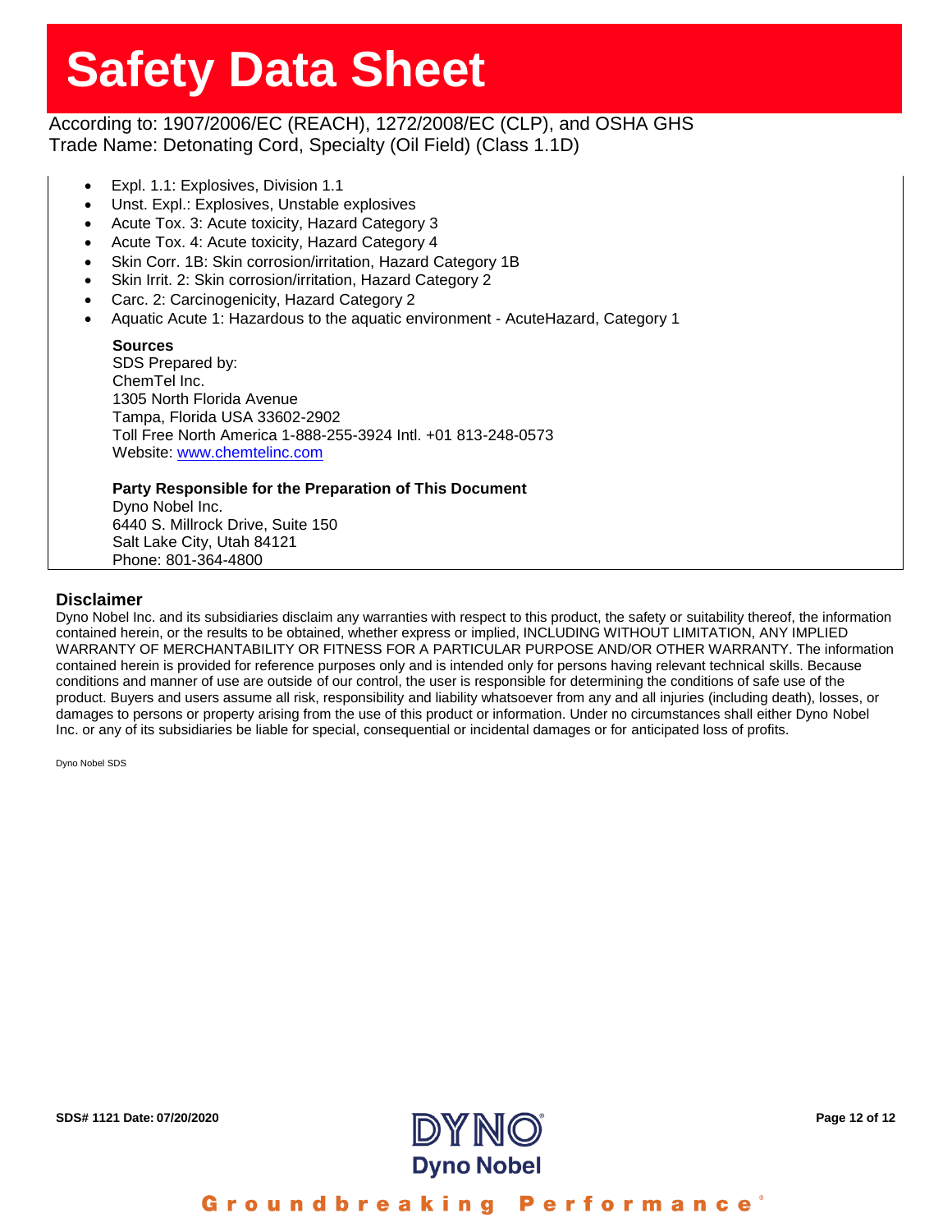- Expl. 1.1: Explosives, Division 1.1
- Unst. Expl.: Explosives, Unstable explosives
- Acute Tox. 3: Acute toxicity, Hazard Category 3
- Acute Tox. 4: Acute toxicity, Hazard Category 4
- Skin Corr. 1B: Skin corrosion/irritation, Hazard Category 1B
- Skin Irrit. 2: Skin corrosion/irritation, Hazard Category 2
- Carc. 2: Carcinogenicity, Hazard Category 2
- Aquatic Acute 1: Hazardous to the aquatic environment - AcuteHazard, Category 1

**Sources**

SDS Prepared by:
ChemTel Inc.
1305 North Florida Avenue
Tampa, Florida USA 33602-2902
Toll Free North America 1-888-255-3924 Intl. +01 813-248-0573
Website: www.chemtelinc.com

**Party Responsible for the Preparation of This Document**

Dyno Nobel Inc.
6440 S. Millrock Drive, Suite 150
Salt Lake City, Utah 84121
Phone: 801-364-4800

## Disclaimer

Dyno Nobel Inc. and its subsidiaries disclaim any warranties with respect to this product, the safety or suitability thereof, the information contained herein, or the results to be obtained, whether express or implied, INCLUDING WITHOUT LIMITATION, ANY IMPLIED WARRANTY OF MERCHANTABILITY OR FITNESS FOR A PARTICULAR PURPOSE AND/OR OTHER WARRANTY. The information contained herein is provided for reference purposes only and is intended only for persons having relevant technical skills. Because conditions and manner of use are outside of our control, the user is responsible for determining the conditions of safe use of the product. Buyers and users assume all risk, responsibility and liability whatsoever from any and all injuries (including death), losses, or damages to persons or property arising from the use of this product or information. Under no circumstances shall either Dyno Nobel Inc. or any of its subsidiaries be liable for special, consequential or incidental damages or for anticipated loss of profits.

Dyno Nobel SDS